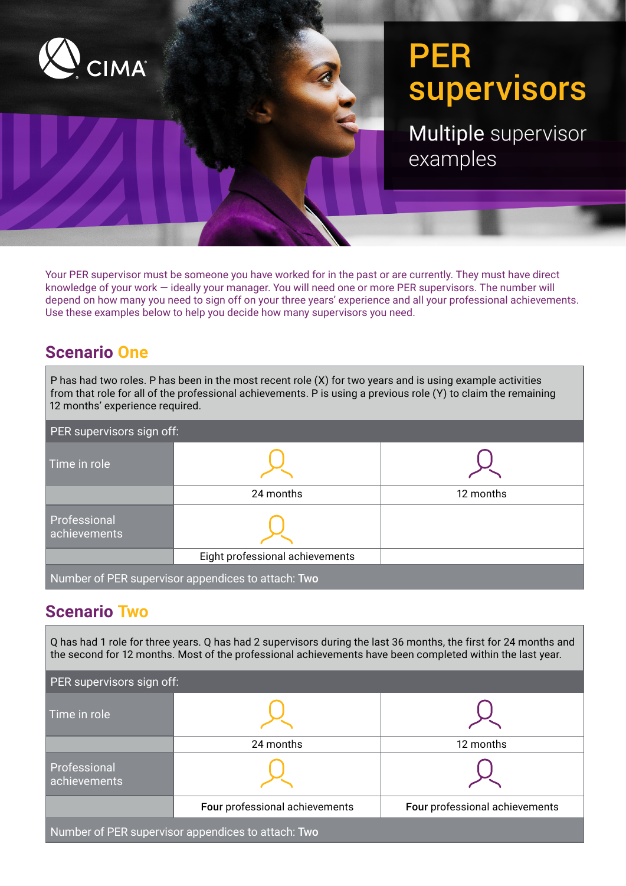CIMA

# PER supervisors

## Multiple supervisor examples

Your PER supervisor must be someone you have worked for in the past or are currently. They must have direct knowledge of your work — ideally your manager. You will need one or more PER supervisors. The number will depend on how many you need to sign off on your three years' experience and all your professional achievements. Use these examples below to help you decide how many supervisors you need.

## Scenario One

P has had two roles. P has been in the most recent role (X) for two years and is using example activities from that role for all of the professional achievements. P is using a previous role (Y) to claim the remaining 12 months' experience required.

| PER supervisors sign off: | | |
|---|---|---|
| Time in role | 24 months | 12 months |
| Professional achievements | Eight professional achievements | |
| Number of PER supervisor appendices to attach: **Two** | | |

## Scenario Two

Q has had 1 role for three years. Q has had 2 supervisors during the last 36 months, the first for 24 months and the second for 12 months. Most of the professional achievements have been completed within the last year.

| PER supervisors sign off: | | |
|---|---|---|
| Time in role | 24 months | 12 months |
| Professional achievements | **Four** professional achievements | **Four** professional achievements |
| Number of PER supervisor appendices to attach: **Two** | | |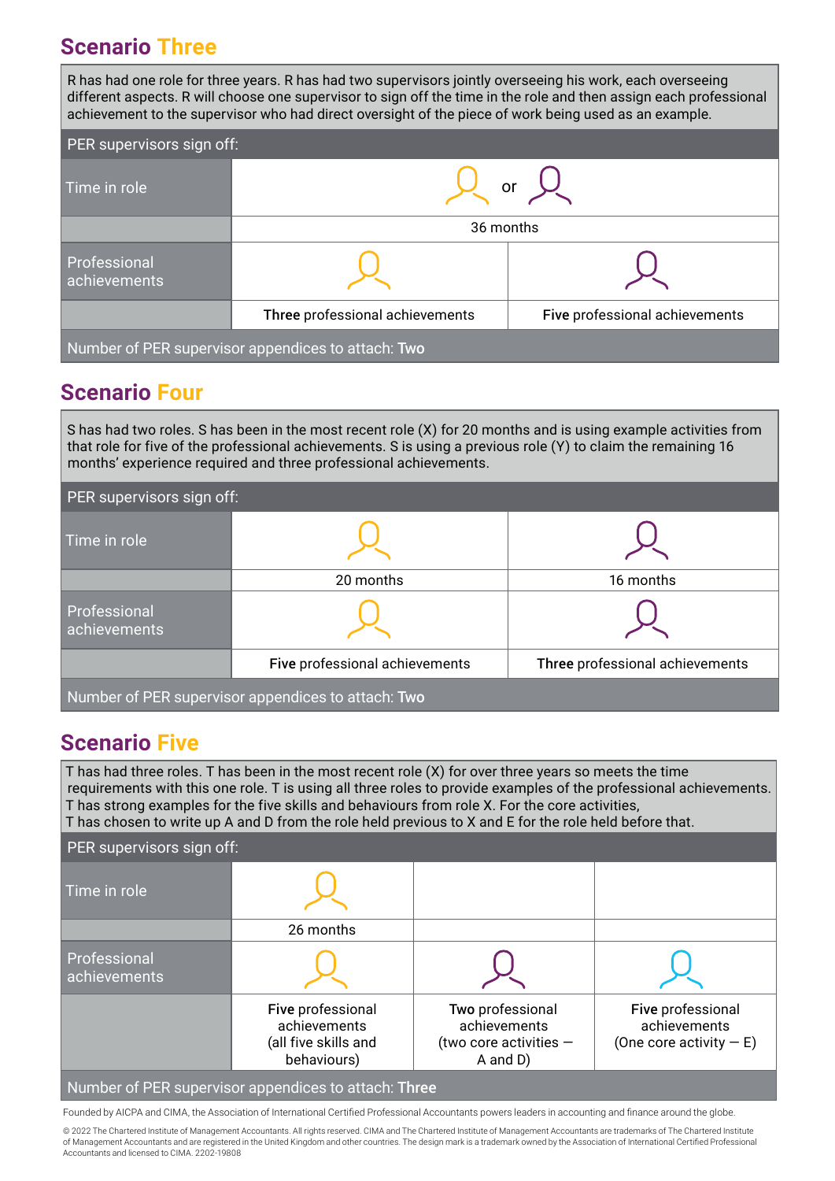## Scenario Three

R has had one role for three years. R has had two supervisors jointly overseeing his work, each overseeing different aspects. R will choose one supervisor to sign off the time in the role and then assign each professional achievement to the supervisor who had direct oversight of the piece of work being used as an example.

| PER supervisors sign off: | | |
|---|---|---|
| Time in role | or | |
| | 36 months | |
| Professional achievements | | |
| | **Three** professional achievements | **Five** professional achievements |
| Number of PER supervisor appendices to attach: **Two** | | |

## Scenario Four

S has had two roles. S has been in the most recent role (X) for 20 months and is using example activities from that role for five of the professional achievements. S is using a previous role (Y) to claim the remaining 16 months' experience required and three professional achievements.

| PER supervisors sign off: | | |
|---|---|---|
| Time in role | | |
| | 20 months | 16 months |
| Professional achievements | | |
| | **Five** professional achievements | **Three** professional achievements |
| Number of PER supervisor appendices to attach: **Two** | | |

## Scenario Five

T has had three roles. T has been in the most recent role (X) for over three years so meets the time requirements with this one role. T is using all three roles to provide examples of the professional achievements. T has strong examples for the five skills and behaviours from role X. For the core activities, T has chosen to write up A and D from the role held previous to X and E for the role held before that.

| PER supervisors sign off: | | | |
|---|---|---|---|
| Time in role | | | |
| | 26 months | | |
| Professional achievements | | | |
| | **Five** professional achievements (all five skills and behaviours) | **Two** professional achievements (two core activities — A and D) | **Five** professional achievements (One core activity — E) |
| Number of PER supervisor appendices to attach: **Three** | | | |

Founded by AICPA and CIMA, the Association of International Certified Professional Accountants powers leaders in accounting and finance around the globe.

© 2022 The Chartered Institute of Management Accountants. All rights reserved. CIMA and The Chartered Institute of Management Accountants are trademarks of The Chartered Institute of Management Accountants and are registered in the United Kingdom and other countries. The design mark is a trademark owned by the Association of International Certified Professional Accountants and licensed to CIMA. 2202-19808